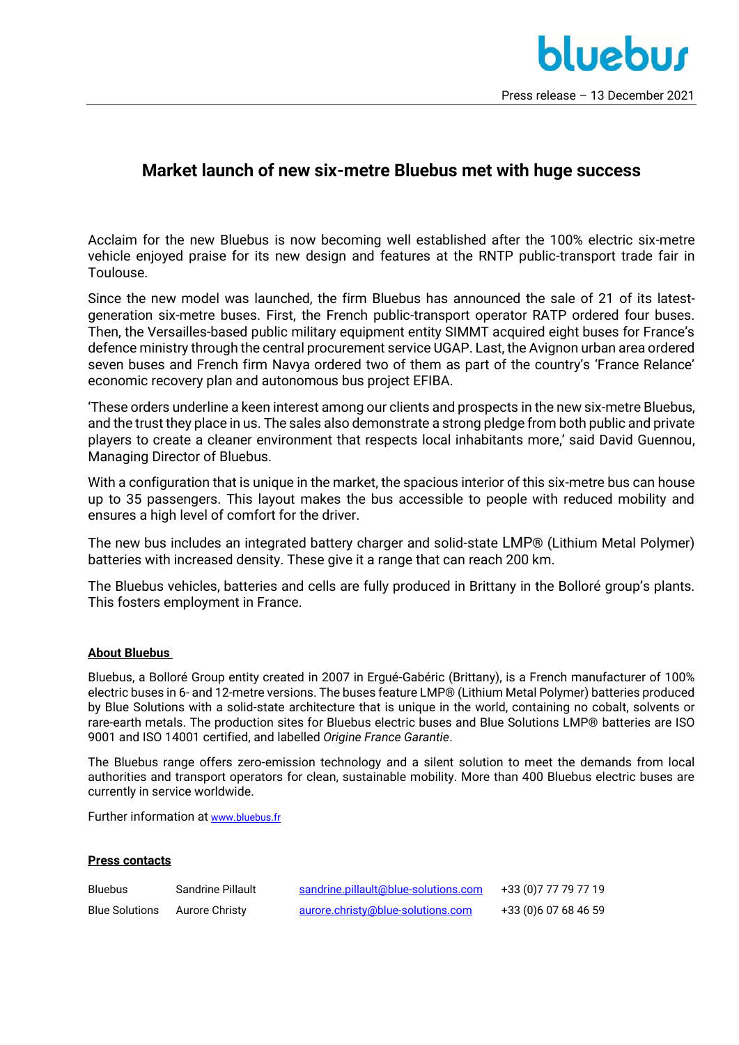bluebus

Press release – 13 December 2021

# Market launch of new six-metre Bluebus met with huge success

Acclaim for the new Bluebus is now becoming well established after the 100% electric six-metre vehicle enjoyed praise for its new design and features at the RNTP public-transport trade fair in Toulouse.

Since the new model was launched, the firm Bluebus has announced the sale of 21 of its latest-generation six-metre buses. First, the French public-transport operator RATP ordered four buses. Then, the Versailles-based public military equipment entity SIMMT acquired eight buses for France's defence ministry through the central procurement service UGAP. Last, the Avignon urban area ordered seven buses and French firm Navya ordered two of them as part of the country's 'France Relance' economic recovery plan and autonomous bus project EFIBA.

'These orders underline a keen interest among our clients and prospects in the new six-metre Bluebus, and the trust they place in us. The sales also demonstrate a strong pledge from both public and private players to create a cleaner environment that respects local inhabitants more,' said David Guennou, Managing Director of Bluebus.

With a configuration that is unique in the market, the spacious interior of this six-metre bus can house up to 35 passengers. This layout makes the bus accessible to people with reduced mobility and ensures a high level of comfort for the driver.

The new bus includes an integrated battery charger and solid-state LMP® (Lithium Metal Polymer) batteries with increased density. These give it a range that can reach 200 km.

The Bluebus vehicles, batteries and cells are fully produced in Brittany in the Bolloré group's plants. This fosters employment in France.

## About Bluebus

Bluebus, a Bolloré Group entity created in 2007 in Ergué-Gabéric (Brittany), is a French manufacturer of 100% electric buses in 6- and 12-metre versions. The buses feature LMP® (Lithium Metal Polymer) batteries produced by Blue Solutions with a solid-state architecture that is unique in the world, containing no cobalt, solvents or rare-earth metals. The production sites for Bluebus electric buses and Blue Solutions LMP® batteries are ISO 9001 and ISO 14001 certified, and labelled *Origine France Garantie*.

The Bluebus range offers zero-emission technology and a silent solution to meet the demands from local authorities and transport operators for clean, sustainable mobility. More than 400 Bluebus electric buses are currently in service worldwide.

Further information at www.bluebus.fr

## Press contacts

| | | | |
|---|---|---|---|
| Bluebus | Sandrine Pillault | sandrine.pillault@blue-solutions.com | +33 (0)7 77 79 77 19 |
| Blue Solutions | Aurore Christy | aurore.christy@blue-solutions.com | +33 (0)6 07 68 46 59 |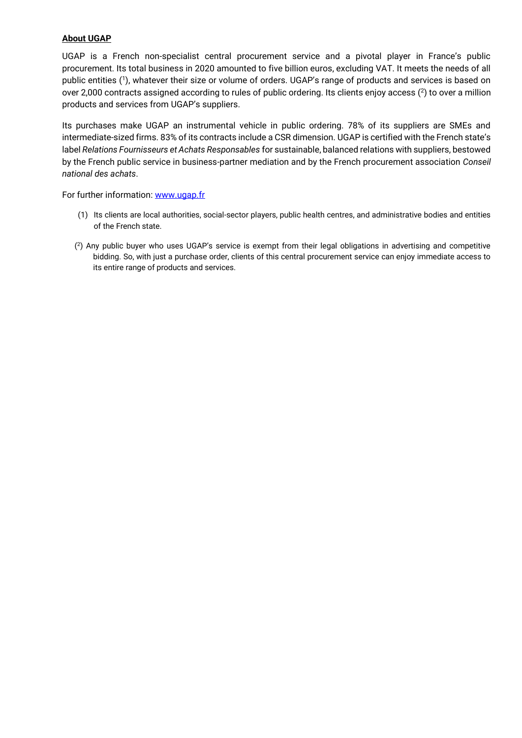**About UGAP**

UGAP is a French non-specialist central procurement service and a pivotal player in France's public procurement. Its total business in 2020 amounted to five billion euros, excluding VAT. It meets the needs of all public entities ([1]), whatever their size or volume of orders. UGAP's range of products and services is based on over 2,000 contracts assigned according to rules of public ordering. Its clients enjoy access ([2]) to over a million products and services from UGAP's suppliers.

Its purchases make UGAP an instrumental vehicle in public ordering. 78% of its suppliers are SMEs and intermediate-sized firms. 83% of its contracts include a CSR dimension. UGAP is certified with the French state's label *Relations Fournisseurs et Achats Responsables* for sustainable, balanced relations with suppliers, bestowed by the French public service in business-partner mediation and by the French procurement association *Conseil national des achats*.

For further information: [www.ugap.fr](http://www.ugap.fr)

(1) Its clients are local authorities, social-sector players, public health centres, and administrative bodies and entities of the French state.

([2]) Any public buyer who uses UGAP's service is exempt from their legal obligations in advertising and competitive bidding. So, with just a purchase order, clients of this central procurement service can enjoy immediate access to its entire range of products and services.